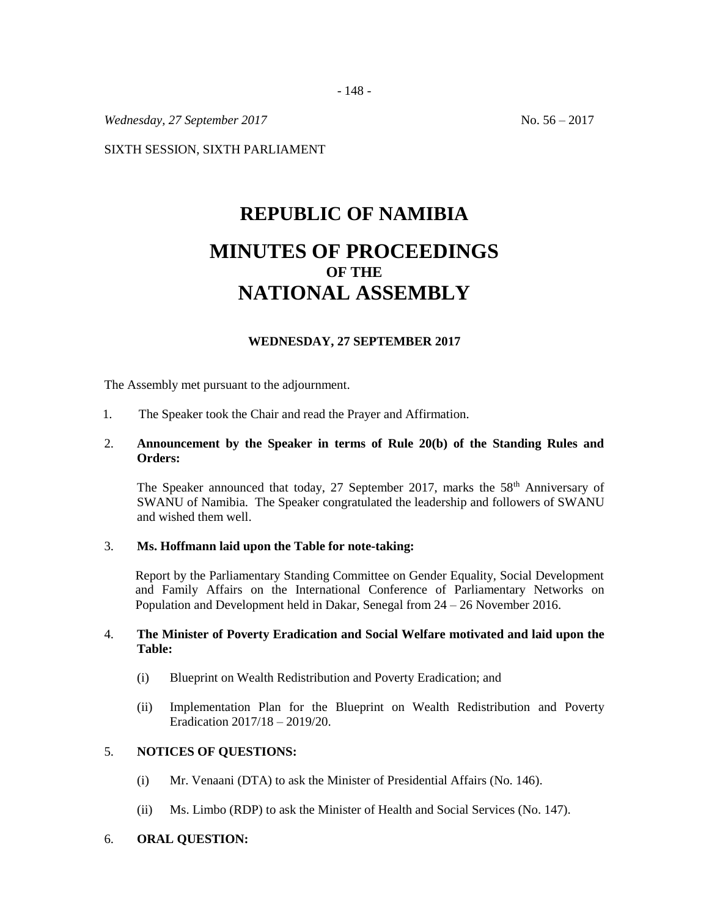*Wednesday, 27 September 2017* No. 56 – 2017

SIXTH SESSION, SIXTH PARLIAMENT

# REPUBLIC OF NAMIBIA

# MINUTES OF PROCEEDINGS
### OF THE
# NATIONAL ASSEMBLY

**WEDNESDAY, 27 SEPTEMBER 2017**

The Assembly met pursuant to the adjournment.

1. The Speaker took the Chair and read the Prayer and Affirmation.

2. **Announcement by the Speaker in terms of Rule 20(b) of the Standing Rules and Orders:**

   The Speaker announced that today, 27 September 2017, marks the 58th Anniversary of SWANU of Namibia. The Speaker congratulated the leadership and followers of SWANU and wished them well.

3. **Ms. Hoffmann laid upon the Table for note-taking:**

   Report by the Parliamentary Standing Committee on Gender Equality, Social Development and Family Affairs on the International Conference of Parliamentary Networks on Population and Development held in Dakar, Senegal from 24 – 26 November 2016.

4. **The Minister of Poverty Eradication and Social Welfare motivated and laid upon the Table:**

   (i) Blueprint on Wealth Redistribution and Poverty Eradication; and

   (ii) Implementation Plan for the Blueprint on Wealth Redistribution and Poverty Eradication 2017/18 – 2019/20.

5. **NOTICES OF QUESTIONS:**

   (i) Mr. Venaani (DTA) to ask the Minister of Presidential Affairs (No. 146).

   (ii) Ms. Limbo (RDP) to ask the Minister of Health and Social Services (No. 147).

6. **ORAL QUESTION:**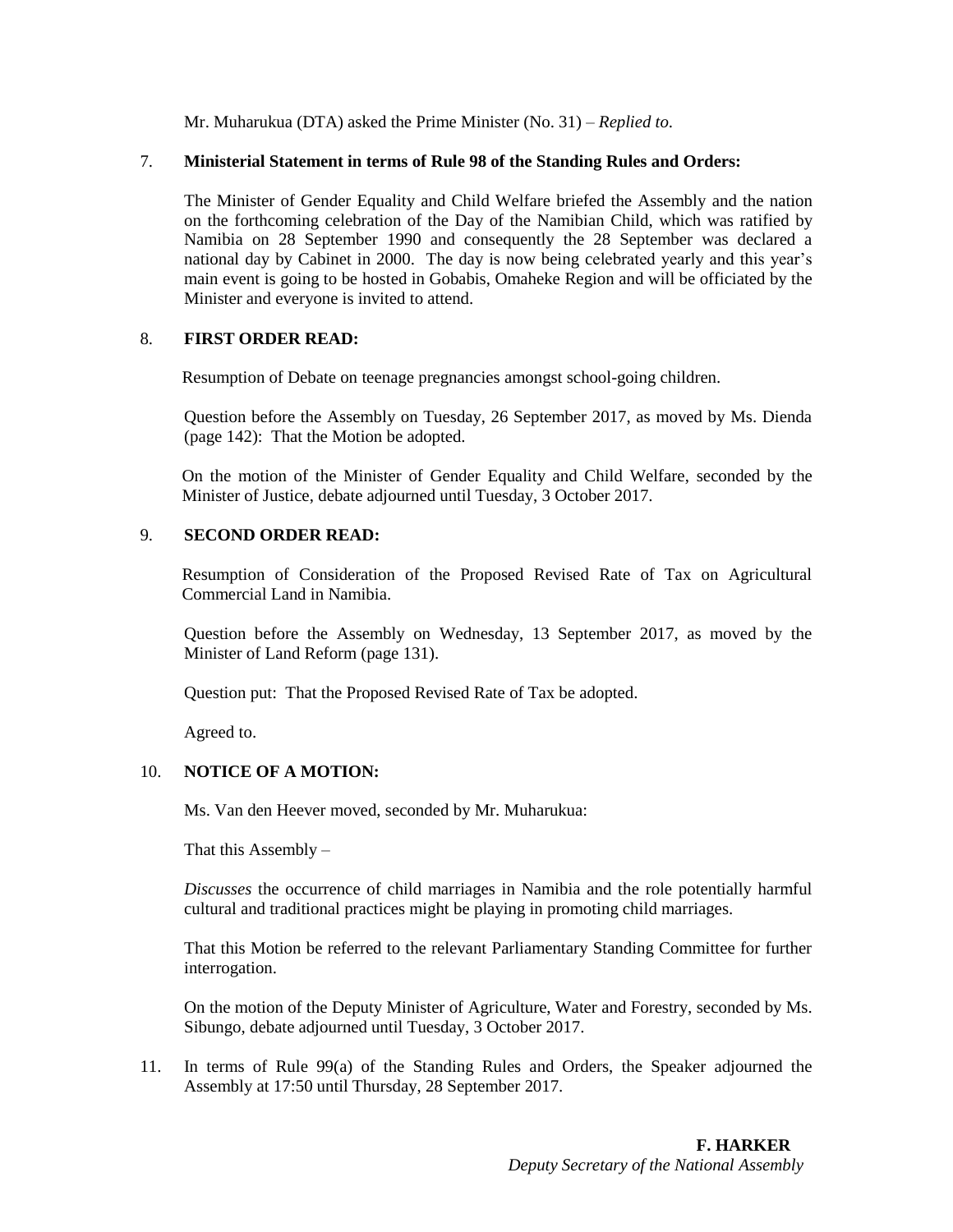Mr. Muharukua (DTA) asked the Prime Minister (No. 31) – *Replied to.*

7. **Ministerial Statement in terms of Rule 98 of the Standing Rules and Orders:**

   The Minister of Gender Equality and Child Welfare briefed the Assembly and the nation on the forthcoming celebration of the Day of the Namibian Child, which was ratified by Namibia on 28 September 1990 and consequently the 28 September was declared a national day by Cabinet in 2000. The day is now being celebrated yearly and this year's main event is going to be hosted in Gobabis, Omaheke Region and will be officiated by the Minister and everyone is invited to attend.

8. **FIRST ORDER READ:**

   Resumption of Debate on teenage pregnancies amongst school-going children.

   Question before the Assembly on Tuesday, 26 September 2017, as moved by Ms. Dienda (page 142): That the Motion be adopted.

   On the motion of the Minister of Gender Equality and Child Welfare, seconded by the Minister of Justice, debate adjourned until Tuesday, 3 October 2017.

9. **SECOND ORDER READ:**

   Resumption of Consideration of the Proposed Revised Rate of Tax on Agricultural Commercial Land in Namibia.

   Question before the Assembly on Wednesday, 13 September 2017, as moved by the Minister of Land Reform (page 131).

   Question put: That the Proposed Revised Rate of Tax be adopted.

   Agreed to.

10. **NOTICE OF A MOTION:**

    Ms. Van den Heever moved, seconded by Mr. Muharukua:

    That this Assembly –

    *Discusses* the occurrence of child marriages in Namibia and the role potentially harmful cultural and traditional practices might be playing in promoting child marriages.

    That this Motion be referred to the relevant Parliamentary Standing Committee for further interrogation.

    On the motion of the Deputy Minister of Agriculture, Water and Forestry, seconded by Ms. Sibungo, debate adjourned until Tuesday, 3 October 2017.

11. In terms of Rule 99(a) of the Standing Rules and Orders, the Speaker adjourned the Assembly at 17:50 until Thursday, 28 September 2017.

**F. HARKER**
*Deputy Secretary of the National Assembly*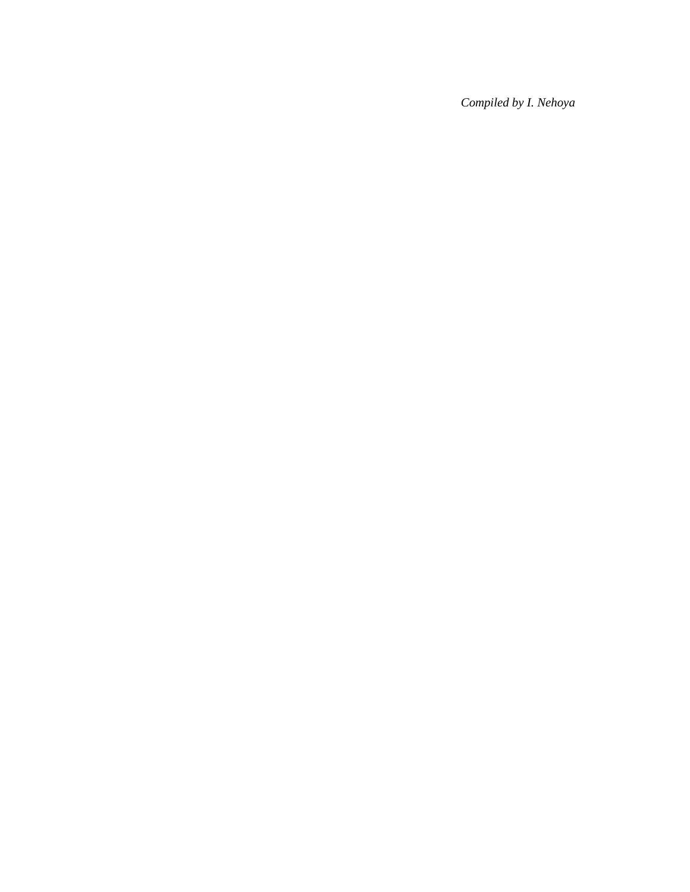*Compiled by I. Nehoya*